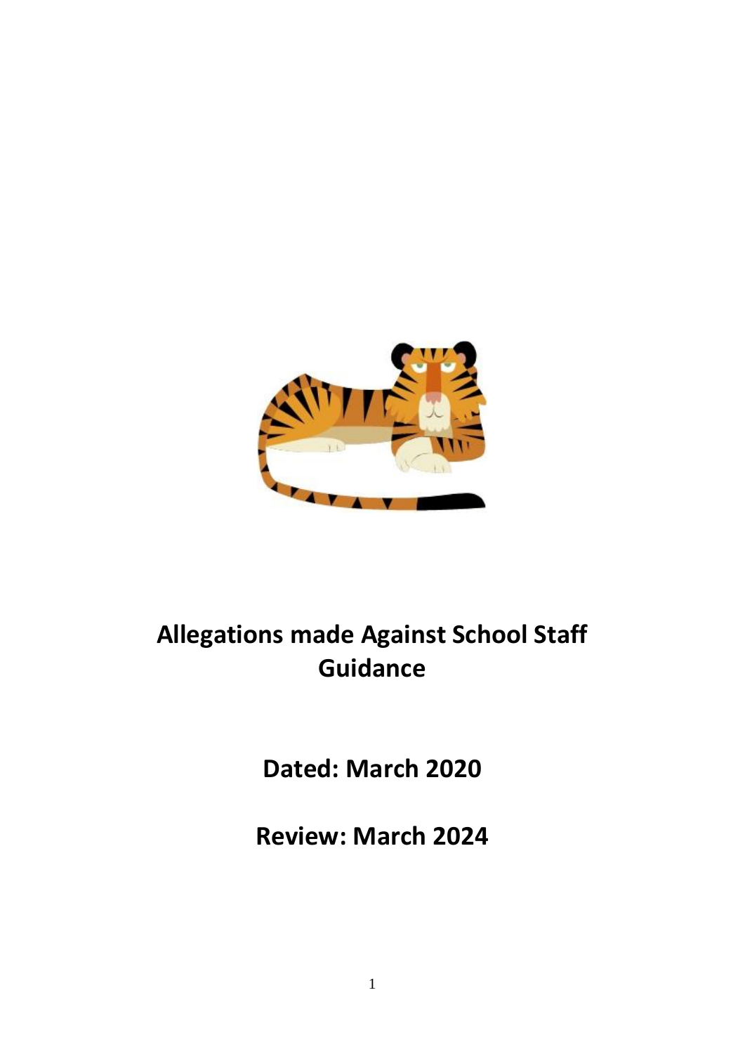# Allegations made Against School Staff Guidance

## Dated: March 2020

## Review: March 2024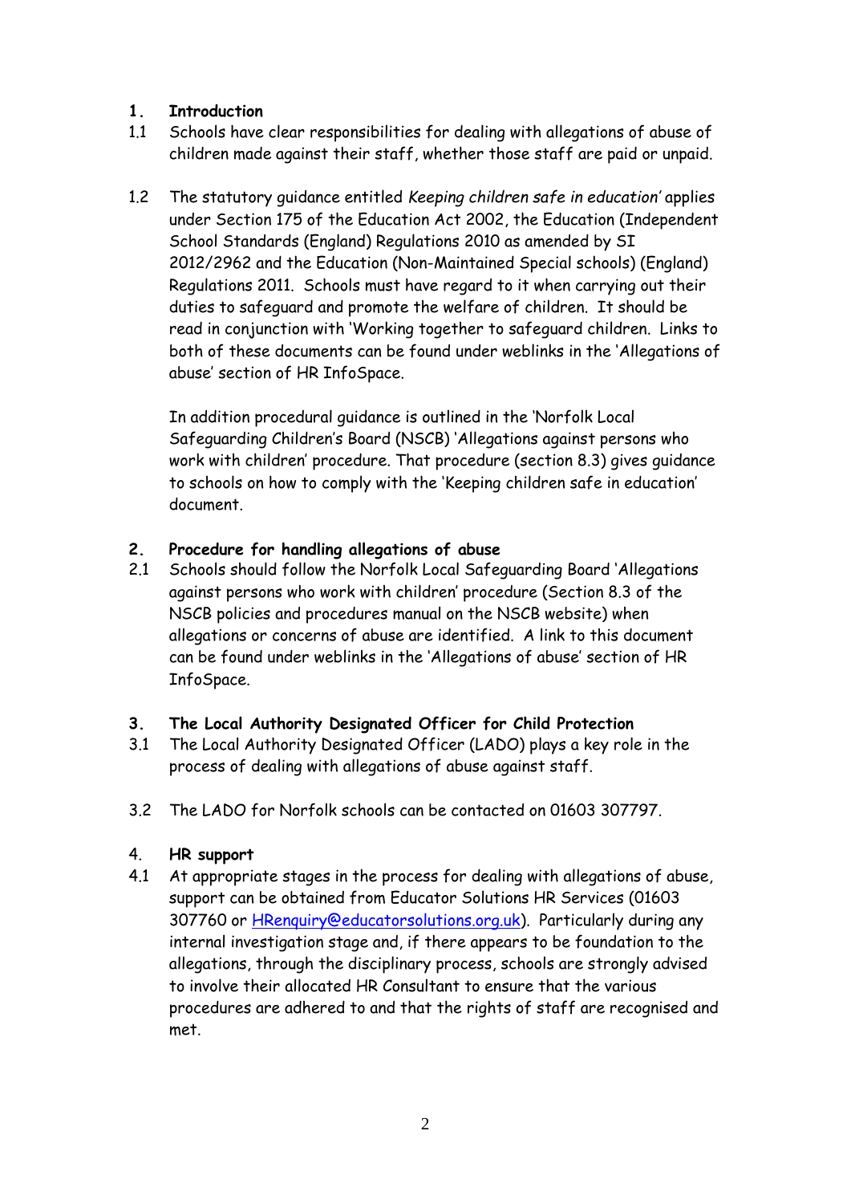## 1. Introduction

1.1 Schools have clear responsibilities for dealing with allegations of abuse of children made against their staff, whether those staff are paid or unpaid.

1.2 The statutory guidance entitled *Keeping children safe in education'* applies under Section 175 of the Education Act 2002, the Education (Independent School Standards (England) Regulations 2010 as amended by SI 2012/2962 and the Education (Non-Maintained Special schools) (England) Regulations 2011. Schools must have regard to it when carrying out their duties to safeguard and promote the welfare of children. It should be read in conjunction with 'Working together to safeguard children. Links to both of these documents can be found under weblinks in the 'Allegations of abuse' section of HR InfoSpace.

In addition procedural guidance is outlined in the 'Norfolk Local Safeguarding Children's Board (NSCB) 'Allegations against persons who work with children' procedure. That procedure (section 8.3) gives guidance to schools on how to comply with the 'Keeping children safe in education' document.

## 2. Procedure for handling allegations of abuse

2.1 Schools should follow the Norfolk Local Safeguarding Board 'Allegations against persons who work with children' procedure (Section 8.3 of the NSCB policies and procedures manual on the NSCB website) when allegations or concerns of abuse are identified. A link to this document can be found under weblinks in the 'Allegations of abuse' section of HR InfoSpace.

## 3. The Local Authority Designated Officer for Child Protection

3.1 The Local Authority Designated Officer (LADO) plays a key role in the process of dealing with allegations of abuse against staff.

3.2 The LADO for Norfolk schools can be contacted on 01603 307797.

## 4. HR support

4.1 At appropriate stages in the process for dealing with allegations of abuse, support can be obtained from Educator Solutions HR Services (01603 307760 or HRenquiry@educatorsolutions.org.uk). Particularly during any internal investigation stage and, if there appears to be foundation to the allegations, through the disciplinary process, schools are strongly advised to involve their allocated HR Consultant to ensure that the various procedures are adhered to and that the rights of staff are recognised and met.